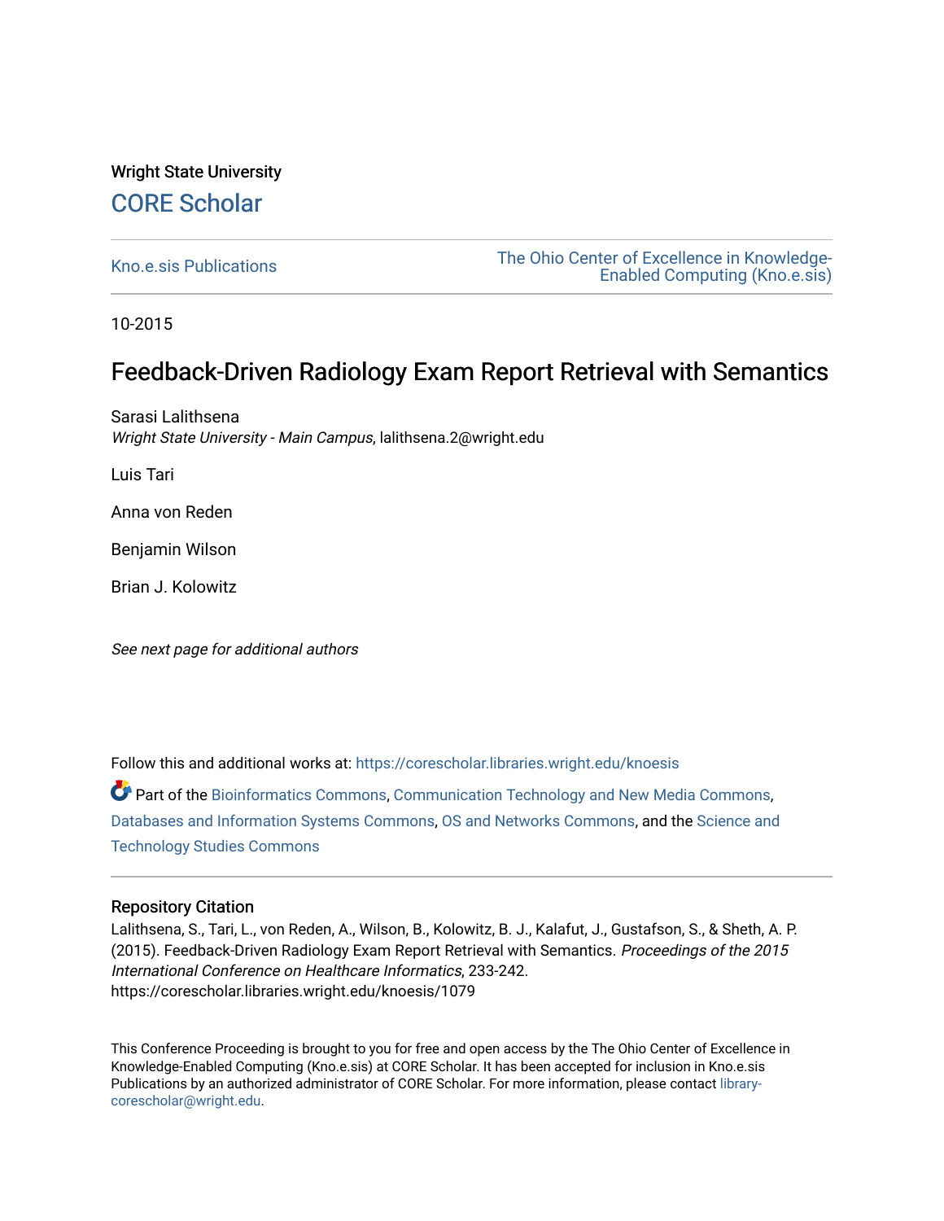Wright State University

# CORE Scholar

Kno.e.sis Publications

The Ohio Center of Excellence in Knowledge-Enabled Computing (Kno.e.sis)

10-2015

# Feedback-Driven Radiology Exam Report Retrieval with Semantics

Sarasi Lalithsena
*Wright State University - Main Campus*, lalithsena.2@wright.edu

Luis Tari

Anna von Reden

Benjamin Wilson

Brian J. Kolowitz

*See next page for additional authors*

Follow this and additional works at: https://corescholar.libraries.wright.edu/knoesis

Part of the Bioinformatics Commons, Communication Technology and New Media Commons, Databases and Information Systems Commons, OS and Networks Commons, and the Science and Technology Studies Commons

## Repository Citation

Lalithsena, S., Tari, L., von Reden, A., Wilson, B., Kolowitz, B. J., Kalafut, J., Gustafson, S., & Sheth, A. P. (2015). Feedback-Driven Radiology Exam Report Retrieval with Semantics. *Proceedings of the 2015 International Conference on Healthcare Informatics*, 233-242.
https://corescholar.libraries.wright.edu/knoesis/1079

This Conference Proceeding is brought to you for free and open access by the The Ohio Center of Excellence in Knowledge-Enabled Computing (Kno.e.sis) at CORE Scholar. It has been accepted for inclusion in Kno.e.sis Publications by an authorized administrator of CORE Scholar. For more information, please contact library-corescholar@wright.edu.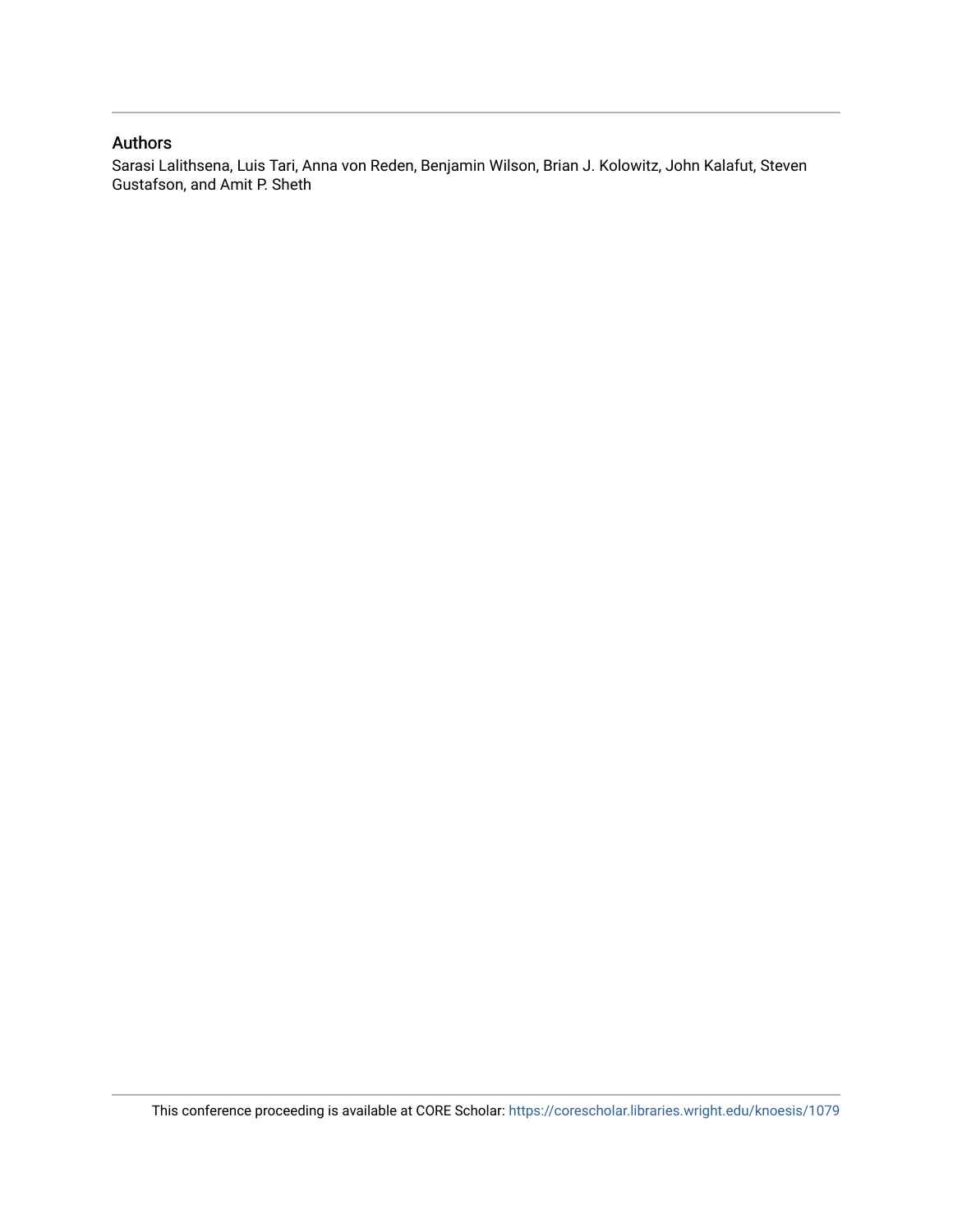## Authors

Sarasi Lalithsena, Luis Tari, Anna von Reden, Benjamin Wilson, Brian J. Kolowitz, John Kalafut, Steven Gustafson, and Amit P. Sheth

This conference proceeding is available at CORE Scholar: https://corescholar.libraries.wright.edu/knoesis/1079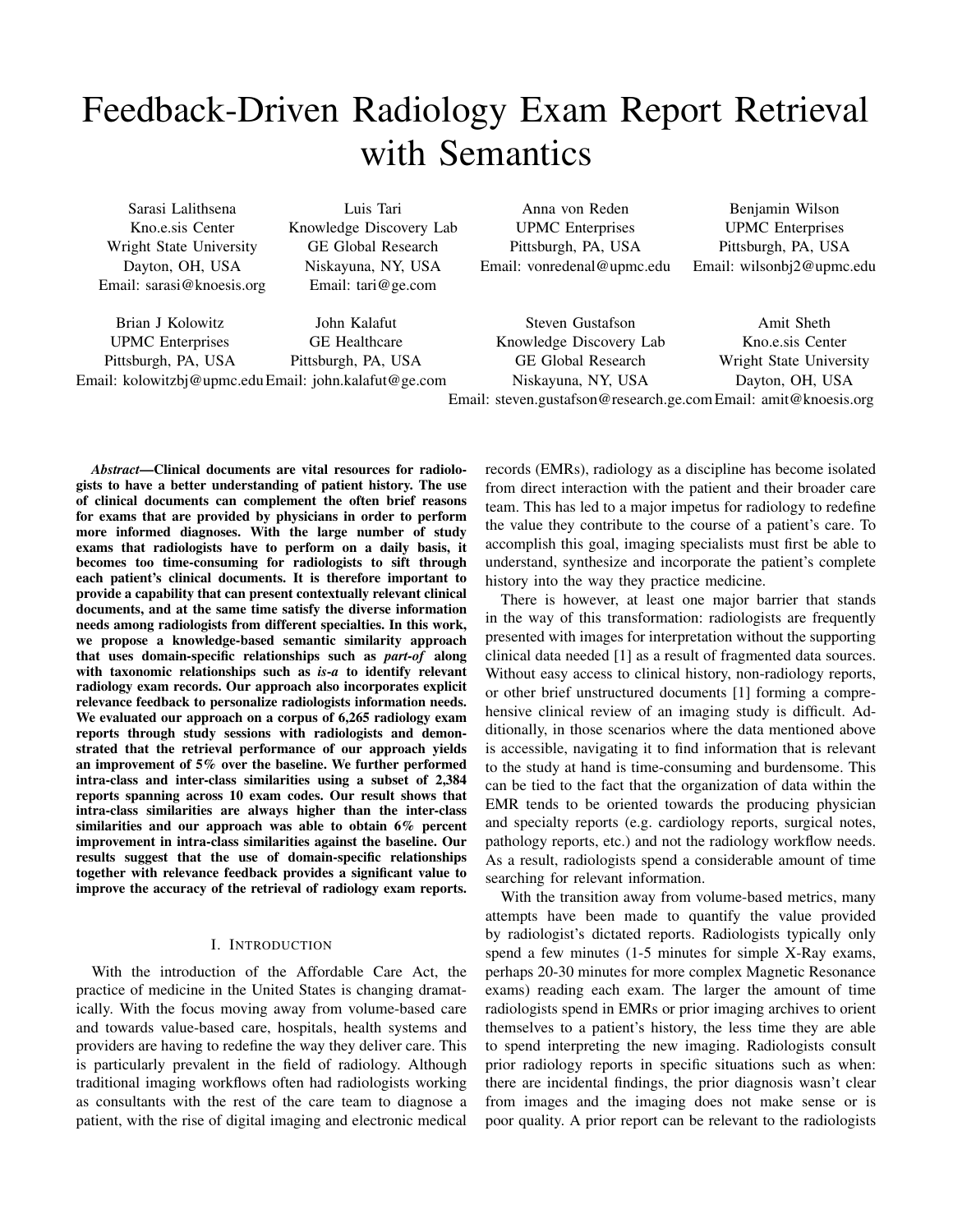# Feedback-Driven Radiology Exam Report Retrieval with Semantics

Sarasi Lalithsena
Kno.e.sis Center
Wright State University
Dayton, OH, USA
Email: sarasi@knoesis.org

Luis Tari
Knowledge Discovery Lab
GE Global Research
Niskayuna, NY, USA
Email: tari@ge.com

Anna von Reden
UPMC Enterprises
Pittsburgh, PA, USA
Email: vonredenal@upmc.edu

Benjamin Wilson
UPMC Enterprises
Pittsburgh, PA, USA
Email: wilsonbj2@upmc.edu

Brian J Kolowitz
UPMC Enterprises
Pittsburgh, PA, USA
Email: kolowitzbj@upmc.edu

John Kalafut
GE Healthcare
Pittsburgh, PA, USA
Email: john.kalafut@ge.com

Steven Gustafson
Knowledge Discovery Lab
GE Global Research
Niskayuna, NY, USA
Email: steven.gustafson@research.ge.com

Amit Sheth
Kno.e.sis Center
Wright State University
Dayton, OH, USA
Email: amit@knoesis.org

***Abstract*—Clinical documents are vital resources for radiologists to have a better understanding of patient history. The use of clinical documents can complement the often brief reasons for exams that are provided by physicians in order to perform more informed diagnoses. With the large number of study exams that radiologists have to perform on a daily basis, it becomes too time-consuming for radiologists to sift through each patient's clinical documents. It is therefore important to provide a capability that can present contextually relevant clinical documents, and at the same time satisfy the diverse information needs among radiologists from different specialties. In this work, we propose a knowledge-based semantic similarity approach that uses domain-specific relationships such as *part-of* along with taxonomic relationships such as *is-a* to identify relevant radiology exam records. Our approach also incorporates explicit relevance feedback to personalize radiologists information needs. We evaluated our approach on a corpus of 6,265 radiology exam reports through study sessions with radiologists and demonstrated that the retrieval performance of our approach yields an improvement of 5% over the baseline. We further performed intra-class and inter-class similarities using a subset of 2,384 reports spanning across 10 exam codes. Our result shows that intra-class similarities are always higher than the inter-class similarities and our approach was able to obtain 6% percent improvement in intra-class similarities against the baseline. Our results suggest that the use of domain-specific relationships together with relevance feedback provides a significant value to improve the accuracy of the retrieval of radiology exam reports.**

## I. Introduction

With the introduction of the Affordable Care Act, the practice of medicine in the United States is changing dramatically. With the focus moving away from volume-based care and towards value-based care, hospitals, health systems and providers are having to redefine the way they deliver care. This is particularly prevalent in the field of radiology. Although traditional imaging workflows often had radiologists working as consultants with the rest of the care team to diagnose a patient, with the rise of digital imaging and electronic medical records (EMRs), radiology as a discipline has become isolated from direct interaction with the patient and their broader care team. This has led to a major impetus for radiology to redefine the value they contribute to the course of a patient's care. To accomplish this goal, imaging specialists must first be able to understand, synthesize and incorporate the patient's complete history into the way they practice medicine.

There is however, at least one major barrier that stands in the way of this transformation: radiologists are frequently presented with images for interpretation without the supporting clinical data needed [1] as a result of fragmented data sources. Without easy access to clinical history, non-radiology reports, or other brief unstructured documents [1] forming a comprehensive clinical review of an imaging study is difficult. Additionally, in those scenarios where the data mentioned above is accessible, navigating it to find information that is relevant to the study at hand is time-consuming and burdensome. This can be tied to the fact that the organization of data within the EMR tends to be oriented towards the producing physician and specialty reports (e.g. cardiology reports, surgical notes, pathology reports, etc.) and not the radiology workflow needs. As a result, radiologists spend a considerable amount of time searching for relevant information.

With the transition away from volume-based metrics, many attempts have been made to quantify the value provided by radiologist's dictated reports. Radiologists typically only spend a few minutes (1-5 minutes for simple X-Ray exams, perhaps 20-30 minutes for more complex Magnetic Resonance exams) reading each exam. The larger the amount of time radiologists spend in EMRs or prior imaging archives to orient themselves to a patient's history, the less time they are able to spend interpreting the new imaging. Radiologists consult prior radiology reports in specific situations such as when: there are incidental findings, the prior diagnosis wasn't clear from images and the imaging does not make sense or is poor quality. A prior report can be relevant to the radiologists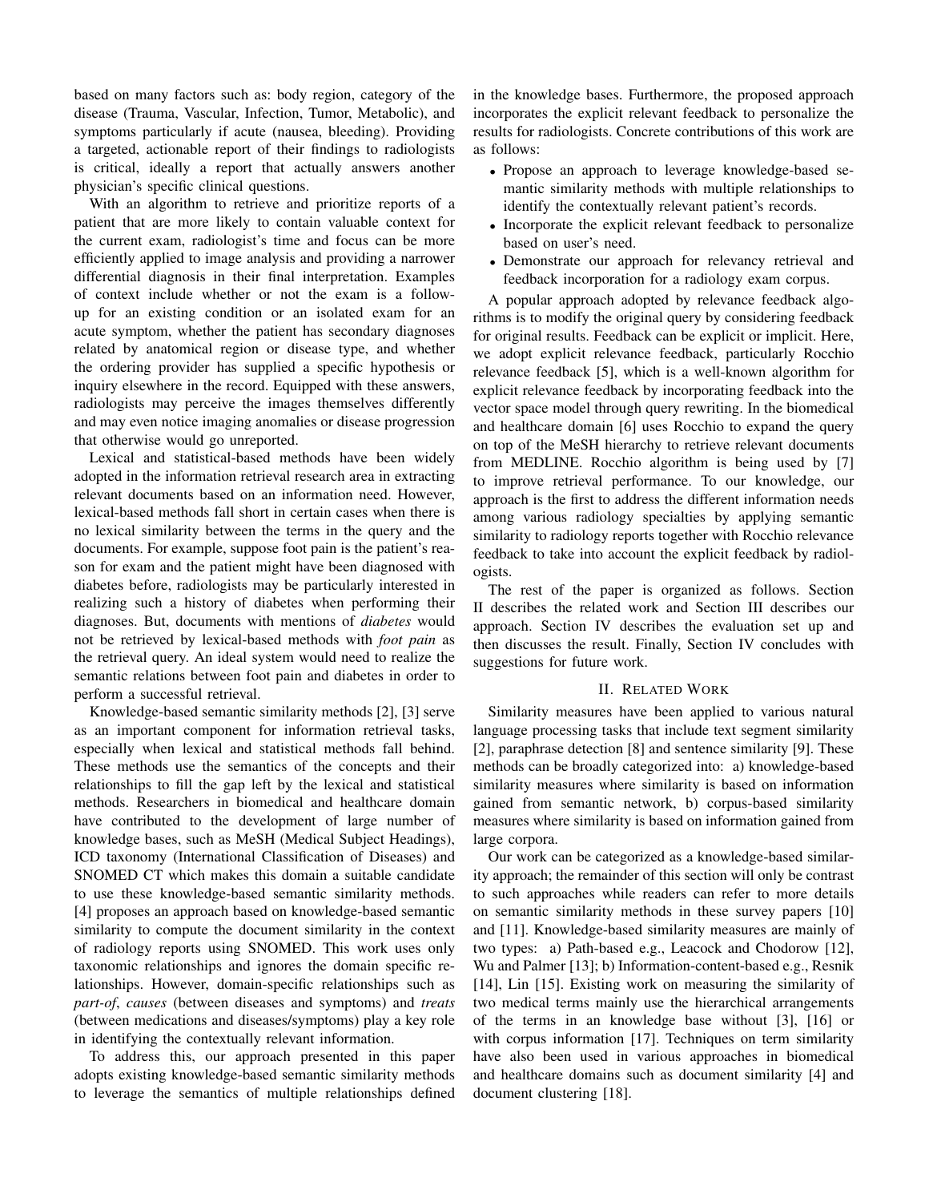based on many factors such as: body region, category of the disease (Trauma, Vascular, Infection, Tumor, Metabolic), and symptoms particularly if acute (nausea, bleeding). Providing a targeted, actionable report of their findings to radiologists is critical, ideally a report that actually answers another physician's specific clinical questions.

With an algorithm to retrieve and prioritize reports of a patient that are more likely to contain valuable context for the current exam, radiologist's time and focus can be more efficiently applied to image analysis and providing a narrower differential diagnosis in their final interpretation. Examples of context include whether or not the exam is a follow-up for an existing condition or an isolated exam for an acute symptom, whether the patient has secondary diagnoses related by anatomical region or disease type, and whether the ordering provider has supplied a specific hypothesis or inquiry elsewhere in the record. Equipped with these answers, radiologists may perceive the images themselves differently and may even notice imaging anomalies or disease progression that otherwise would go unreported.

Lexical and statistical-based methods have been widely adopted in the information retrieval research area in extracting relevant documents based on an information need. However, lexical-based methods fall short in certain cases when there is no lexical similarity between the terms in the query and the documents. For example, suppose foot pain is the patient's reason for exam and the patient might have been diagnosed with diabetes before, radiologists may be particularly interested in realizing such a history of diabetes when performing their diagnoses. But, documents with mentions of *diabetes* would not be retrieved by lexical-based methods with *foot pain* as the retrieval query. An ideal system would need to realize the semantic relations between foot pain and diabetes in order to perform a successful retrieval.

Knowledge-based semantic similarity methods [2], [3] serve as an important component for information retrieval tasks, especially when lexical and statistical methods fall behind. These methods use the semantics of the concepts and their relationships to fill the gap left by the lexical and statistical methods. Researchers in biomedical and healthcare domain have contributed to the development of large number of knowledge bases, such as MeSH (Medical Subject Headings), ICD taxonomy (International Classification of Diseases) and SNOMED CT which makes this domain a suitable candidate to use these knowledge-based semantic similarity methods. [4] proposes an approach based on knowledge-based semantic similarity to compute the document similarity in the context of radiology reports using SNOMED. This work uses only taxonomic relationships and ignores the domain specific relationships. However, domain-specific relationships such as *part-of*, *causes* (between diseases and symptoms) and *treats* (between medications and diseases/symptoms) play a key role in identifying the contextually relevant information.

To address this, our approach presented in this paper adopts existing knowledge-based semantic similarity methods to leverage the semantics of multiple relationships defined in the knowledge bases. Furthermore, the proposed approach incorporates the explicit relevant feedback to personalize the results for radiologists. Concrete contributions of this work are as follows:

- Propose an approach to leverage knowledge-based semantic similarity methods with multiple relationships to identify the contextually relevant patient's records.
- Incorporate the explicit relevant feedback to personalize based on user's need.
- Demonstrate our approach for relevancy retrieval and feedback incorporation for a radiology exam corpus.

A popular approach adopted by relevance feedback algorithms is to modify the original query by considering feedback for original results. Feedback can be explicit or implicit. Here, we adopt explicit relevance feedback, particularly Rocchio relevance feedback [5], which is a well-known algorithm for explicit relevance feedback by incorporating feedback into the vector space model through query rewriting. In the biomedical and healthcare domain [6] uses Rocchio to expand the query on top of the MeSH hierarchy to retrieve relevant documents from MEDLINE. Rocchio algorithm is being used by [7] to improve retrieval performance. To our knowledge, our approach is the first to address the different information needs among various radiology specialties by applying semantic similarity to radiology reports together with Rocchio relevance feedback to take into account the explicit feedback by radiologists.

The rest of the paper is organized as follows. Section II describes the related work and Section III describes our approach. Section IV describes the evaluation set up and then discusses the result. Finally, Section IV concludes with suggestions for future work.

## II. Related Work

Similarity measures have been applied to various natural language processing tasks that include text segment similarity [2], paraphrase detection [8] and sentence similarity [9]. These methods can be broadly categorized into: a) knowledge-based similarity measures where similarity is based on information gained from semantic network, b) corpus-based similarity measures where similarity is based on information gained from large corpora.

Our work can be categorized as a knowledge-based similarity approach; the remainder of this section will only be contrast to such approaches while readers can refer to more details on semantic similarity methods in these survey papers [10] and [11]. Knowledge-based similarity measures are mainly of two types: a) Path-based e.g., Leacock and Chodorow [12], Wu and Palmer [13]; b) Information-content-based e.g., Resnik [14], Lin [15]. Existing work on measuring the similarity of two medical terms mainly use the hierarchical arrangements of the terms in an knowledge base without [3], [16] or with corpus information [17]. Techniques on term similarity have also been used in various approaches in biomedical and healthcare domains such as document similarity [4] and document clustering [18].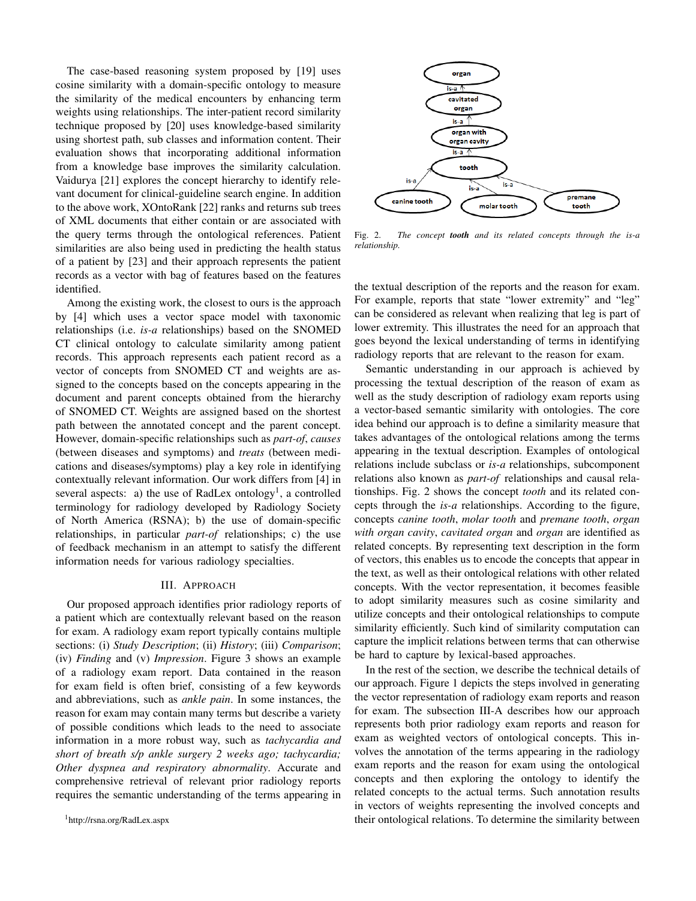The case-based reasoning system proposed by [19] uses cosine similarity with a domain-specific ontology to measure the similarity of the medical encounters by enhancing term weights using relationships. The inter-patient record similarity technique proposed by [20] uses knowledge-based similarity using shortest path, sub classes and information content. Their evaluation shows that incorporating additional information from a knowledge base improves the similarity calculation. Vaidurya [21] explores the concept hierarchy to identify relevant document for clinical-guideline search engine. In addition to the above work, XOntoRank [22] ranks and returns sub trees of XML documents that either contain or are associated with the query terms through the ontological references. Patient similarities are also being used in predicting the health status of a patient by [23] and their approach represents the patient records as a vector with bag of features based on the features identified.

Among the existing work, the closest to ours is the approach by [4] which uses a vector space model with taxonomic relationships (i.e. *is-a* relationships) based on the SNOMED CT clinical ontology to calculate similarity among patient records. This approach represents each patient record as a vector of concepts from SNOMED CT and weights are assigned to the concepts based on the concepts appearing in the document and parent concepts obtained from the hierarchy of SNOMED CT. Weights are assigned based on the shortest path between the annotated concept and the parent concept. However, domain-specific relationships such as *part-of*, *causes* (between diseases and symptoms) and *treats* (between medications and diseases/symptoms) play a key role in identifying contextually relevant information. Our work differs from [4] in several aspects: a) the use of RadLex ontology[1], a controlled terminology for radiology developed by Radiology Society of North America (RSNA); b) the use of domain-specific relationships, in particular *part-of* relationships; c) the use of feedback mechanism in an attempt to satisfy the different information needs for various radiology specialties.

## III. Approach

Our proposed approach identifies prior radiology reports of a patient which are contextually relevant based on the reason for exam. A radiology exam report typically contains multiple sections: (i) *Study Description*; (ii) *History*; (iii) *Comparison*; (iv) *Finding* and (v) *Impression*. Figure 3 shows an example of a radiology exam report. Data contained in the reason for exam field is often brief, consisting of a few keywords and abbreviations, such as *ankle pain*. In some instances, the reason for exam may contain many terms but describe a variety of possible conditions which leads to the need to associate information in a more robust way, such as *tachycardia and short of breath s/p ankle surgery 2 weeks ago; tachycardia; Other dyspnea and respiratory abnormality*. Accurate and comprehensive retrieval of relevant prior radiology reports requires the semantic understanding of the terms appearing in the textual description of the reports and the reason for exam. For example, reports that state "lower extremity" and "leg" can be considered as relevant when realizing that leg is part of lower extremity. This illustrates the need for an approach that goes beyond the lexical understanding of terms in identifying radiology reports that are relevant to the reason for exam.

[1]http://rsna.org/RadLex.aspx

organ
is-a
cavitated organ
is-a
organ with organ cavity
is-a
tooth
is-a
is-a
is-a
canine tooth
molar tooth
premane tooth

Fig. 2. *The concept **tooth** and its related concepts through the is-a relationship.*

Semantic understanding in our approach is achieved by processing the textual description of the reason of exam as well as the study description of radiology exam reports using a vector-based semantic similarity with ontologies. The core idea behind our approach is to define a similarity measure that takes advantages of the ontological relations among the terms appearing in the textual description. Examples of ontological relations include subclass or *is-a* relationships, subcomponent relations also known as *part-of* relationships and causal relationships. Fig. 2 shows the concept *tooth* and its related concepts through the *is-a* relationships. According to the figure, concepts *canine tooth*, *molar tooth* and *premane tooth*, *organ with organ cavity*, *cavitated organ* and *organ* are identified as related concepts. By representing text description in the form of vectors, this enables us to encode the concepts that appear in the text, as well as their ontological relations with other related concepts. With the vector representation, it becomes feasible to adopt similarity measures such as cosine similarity and utilize concepts and their ontological relationships to compute similarity efficiently. Such kind of similarity computation can capture the implicit relations between terms that can otherwise be hard to capture by lexical-based approaches.

In the rest of the section, we describe the technical details of our approach. Figure 1 depicts the steps involved in generating the vector representation of radiology exam reports and reason for exam. The subsection III-A describes how our approach represents both prior radiology exam reports and reason for exam as weighted vectors of ontological concepts. This involves the annotation of the terms appearing in the radiology exam reports and the reason for exam using the ontological concepts and then exploring the ontology to identify the related concepts to the actual terms. Such annotation results in vectors of weights representing the involved concepts and their ontological relations. To determine the similarity between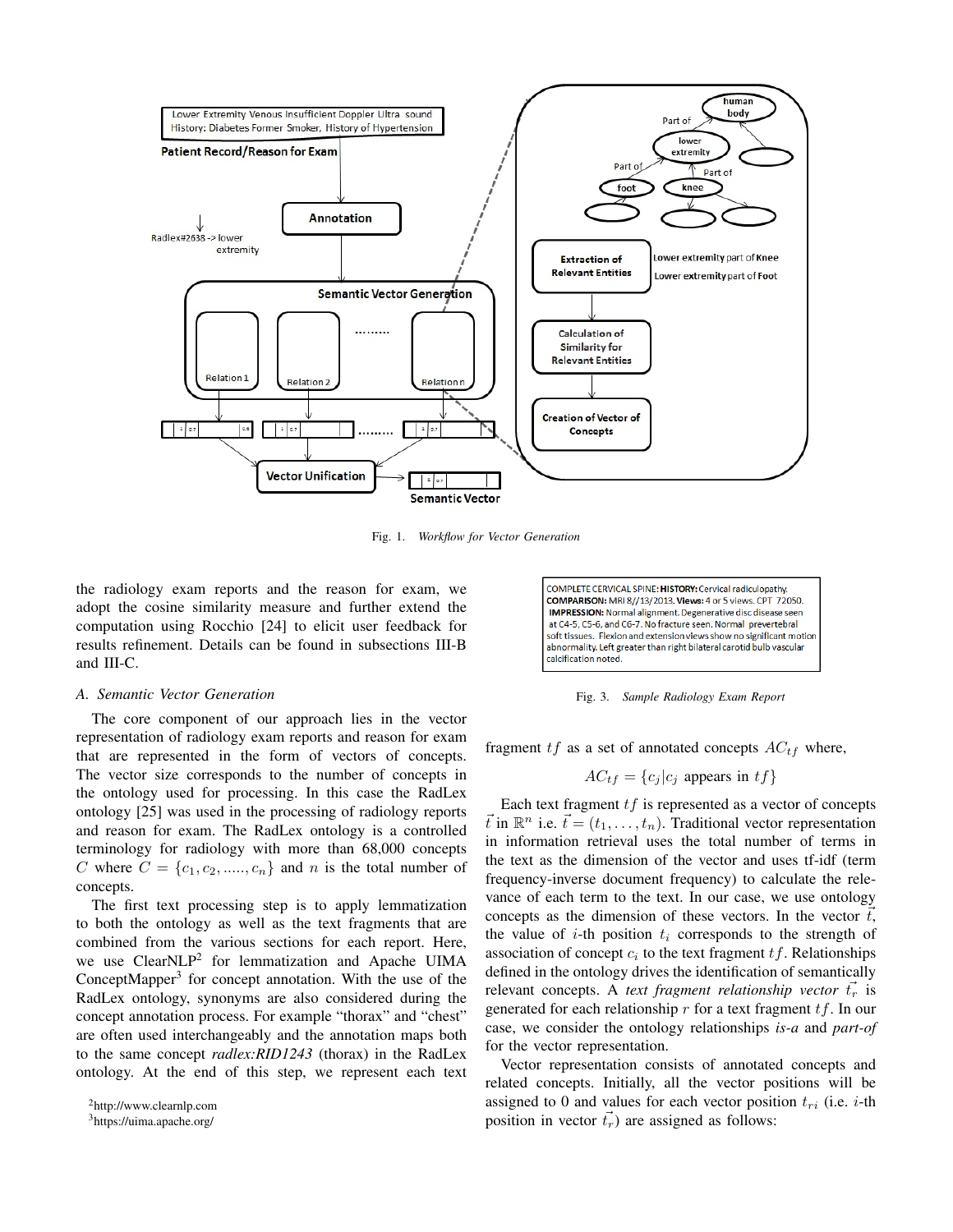Fig. 1. *Workflow for Vector Generation*

the radiology exam reports and the reason for exam, we adopt the cosine similarity measure and further extend the computation using Rocchio [24] to elicit user feedback for results refinement. Details can be found in subsections III-B and III-C.

### A. Semantic Vector Generation

The core component of our approach lies in the vector representation of radiology exam reports and reason for exam that are represented in the form of vectors of concepts. The vector size corresponds to the number of concepts in the ontology used for processing. In this case the RadLex ontology [25] was used in the processing of radiology reports and reason for exam. The RadLex ontology is a controlled terminology for radiology with more than 68,000 concepts $C$ where $C = \{c_1, c_2, ....., c_n\}$ and $n$ is the total number of concepts.

The first text processing step is to apply lemmatization to both the ontology as well as the text fragments that are combined from the various sections for each report. Here, we use ClearNLP[2] for lemmatization and Apache UIMA ConceptMapper[3] for concept annotation. With the use of the RadLex ontology, synonyms are also considered during the concept annotation process. For example "thorax" and "chest" are often used interchangeably and the annotation maps both to the same concept *radlex:RID1243* (thorax) in the RadLex ontology. At the end of this step, we represent each text fragment $tf$ as a set of annotated concepts $AC_{tf}$ where,

$$AC_{tf} = \{c_j | c_j \text{ appears in } tf\}$$

Each text fragment $tf$ is represented as a vector of concepts $\vec{t}$ in $\mathbb{R}^n$ i.e. $\vec{t} = (t_1, \ldots, t_n)$. Traditional vector representation in information retrieval uses the total number of terms in the text as the dimension of the vector and uses tf-idf (term frequency-inverse document frequency) to calculate the relevance of each term to the text. In our case, we use ontology concepts as the dimension of these vectors. In the vector $\vec{t}$, the value of $i$-th position $t_i$ corresponds to the strength of association of concept $c_i$ to the text fragment $tf$. Relationships defined in the ontology drives the identification of semantically relevant concepts. A *text fragment relationship vector* $\vec{t_r}$ is generated for each relationship $r$ for a text fragment $tf$. In our case, we consider the ontology relationships *is-a* and *part-of* for the vector representation.

Vector representation consists of annotated concepts and related concepts. Initially, all the vector positions will be assigned to 0 and values for each vector position $t_{ri}$ (i.e. $i$-th position in vector $\vec{t_r}$) are assigned as follows:

COMPLETE CERVICAL SPINE: **HISTORY:** Cervical radiculopathy. **COMPARISON:** MRI 8//13/2013. **Views:** 4 or 5 views. CPT 72050. **IMPRESSION:** Normal alignment. Degenerative disc disease seen at C4-5, C5-6, and C6-7. No fracture seen. Normal prevertebral soft tissues. Flexion and extension views show no significant motion abnormality. Left greater than right bilateral carotid bulb vascular calcification noted.

Fig. 3. *Sample Radiology Exam Report*

[2] http://www.clearnlp.com

[3] https://uima.apache.org/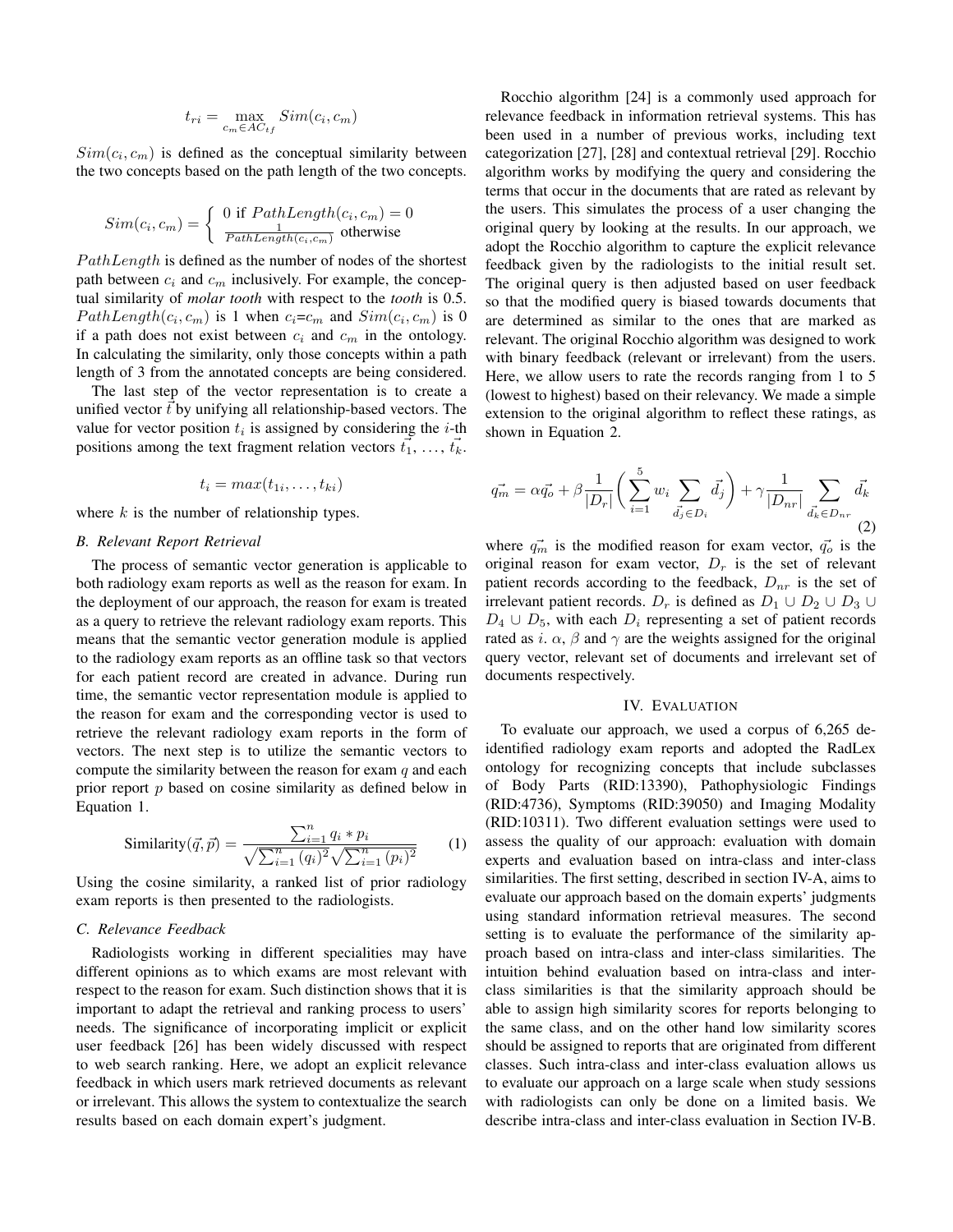$$t_{ri} = \max_{c_m \in AC_{tf}} Sim(c_i, c_m)$$

$Sim(c_i, c_m)$ is defined as the conceptual similarity between the two concepts based on the path length of the two concepts.

$$Sim(c_i, c_m) = \begin{cases} 0 \text{ if } PathLength(c_i, c_m) = 0 \\ \frac{1}{PathLength(c_i, c_m)} \text{ otherwise} \end{cases}$$

$PathLength$ is defined as the number of nodes of the shortest path between $c_i$ and $c_m$ inclusively. For example, the conceptual similarity of *molar tooth* with respect to the *tooth* is 0.5. $PathLength(c_i, c_m)$ is 1 when $c_i$=$c_m$ and $Sim(c_i, c_m)$ is 0 if a path does not exist between $c_i$ and $c_m$ in the ontology. In calculating the similarity, only those concepts within a path length of 3 from the annotated concepts are being considered.

The last step of the vector representation is to create a unified vector $\vec{t}$ by unifying all relationship-based vectors. The value for vector position $t_i$ is assigned by considering the $i$-th positions among the text fragment relation vectors $\vec{t_1}, \ldots, \vec{t_k}$.

$$t_i = max(t_{1i}, \ldots, t_{ki})$$

where $k$ is the number of relationship types.

### B. Relevant Report Retrieval

The process of semantic vector generation is applicable to both radiology exam reports as well as the reason for exam. In the deployment of our approach, the reason for exam is treated as a query to retrieve the relevant radiology exam reports. This means that the semantic vector generation module is applied to the radiology exam reports as an offline task so that vectors for each patient record are created in advance. During run time, the semantic vector representation module is applied to the reason for exam and the corresponding vector is used to retrieve the relevant radiology exam reports in the form of vectors. The next step is to utilize the semantic vectors to compute the similarity between the reason for exam $q$ and each prior report $p$ based on cosine similarity as defined below in Equation 1.

$$\text{Similarity}(\vec{q}, \vec{p}) = \frac{\sum_{i=1}^{n} q_i * p_i}{\sqrt{\sum_{i=1}^{n} (q_i)^2}\sqrt{\sum_{i=1}^{n} (p_i)^2}} \quad (1)$$

Using the cosine similarity, a ranked list of prior radiology exam reports is then presented to the radiologists.

### C. Relevance Feedback

Radiologists working in different specialities may have different opinions as to which exams are most relevant with respect to the reason for exam. Such distinction shows that it is important to adapt the retrieval and ranking process to users' needs. The significance of incorporating implicit or explicit user feedback [26] has been widely discussed with respect to web search ranking. Here, we adopt an explicit relevance feedback in which users mark retrieved documents as relevant or irrelevant. This allows the system to contextualize the search results based on each domain expert's judgment.

Rocchio algorithm [24] is a commonly used approach for relevance feedback in information retrieval systems. This has been used in a number of previous works, including text categorization [27], [28] and contextual retrieval [29]. Rocchio algorithm works by modifying the query and considering the terms that occur in the documents that are rated as relevant by the users. This simulates the process of a user changing the original query by looking at the results. In our approach, we adopt the Rocchio algorithm to capture the explicit relevance feedback given by the radiologists to the initial result set. The original query is then adjusted based on user feedback so that the modified query is biased towards documents that are determined as similar to the ones that are marked as relevant. The original Rocchio algorithm was designed to work with binary feedback (relevant or irrelevant) from the users. Here, we allow users to rate the records ranging from 1 to 5 (lowest to highest) based on their relevancy. We made a simple extension to the original algorithm to reflect these ratings, as shown in Equation 2.

$$\vec{q_m} = \alpha \vec{q_o} + \beta \frac{1}{|D_r|} \left( \sum_{i=1}^{5} w_i \sum_{\vec{d_j} \in D_i} \vec{d_j} \right) + \gamma \frac{1}{|D_{nr}|} \sum_{\vec{d_k} \in D_{nr}} \vec{d_k} \quad (2)$$

where $\vec{q_m}$ is the modified reason for exam vector, $\vec{q_o}$ is the original reason for exam vector, $D_r$ is the set of relevant patient records according to the feedback, $D_{nr}$ is the set of irrelevant patient records. $D_r$ is defined as $D_1 \cup D_2 \cup D_3 \cup D_4 \cup D_5$, with each $D_i$ representing a set of patient records rated as $i$. $\alpha$, $\beta$ and $\gamma$ are the weights assigned for the original query vector, relevant set of documents and irrelevant set of documents respectively.

## IV. Evaluation

To evaluate our approach, we used a corpus of 6,265 de-identified radiology exam reports and adopted the RadLex ontology for recognizing concepts that include subclasses of Body Parts (RID:13390), Pathophysiologic Findings (RID:4736), Symptoms (RID:39050) and Imaging Modality (RID:10311). Two different evaluation settings were used to assess the quality of our approach: evaluation with domain experts and evaluation based on intra-class and inter-class similarities. The first setting, described in section IV-A, aims to evaluate our approach based on the domain experts' judgments using standard information retrieval measures. The second setting is to evaluate the performance of the similarity approach based on intra-class and inter-class similarities. The intuition behind evaluation based on intra-class and inter-class similarities is that the similarity approach should be able to assign high similarity scores for reports belonging to the same class, and on the other hand low similarity scores should be assigned to reports that are originated from different classes. Such intra-class and inter-class evaluation allows us to evaluate our approach on a large scale when study sessions with radiologists can only be done on a limited basis. We describe intra-class and inter-class evaluation in Section IV-B.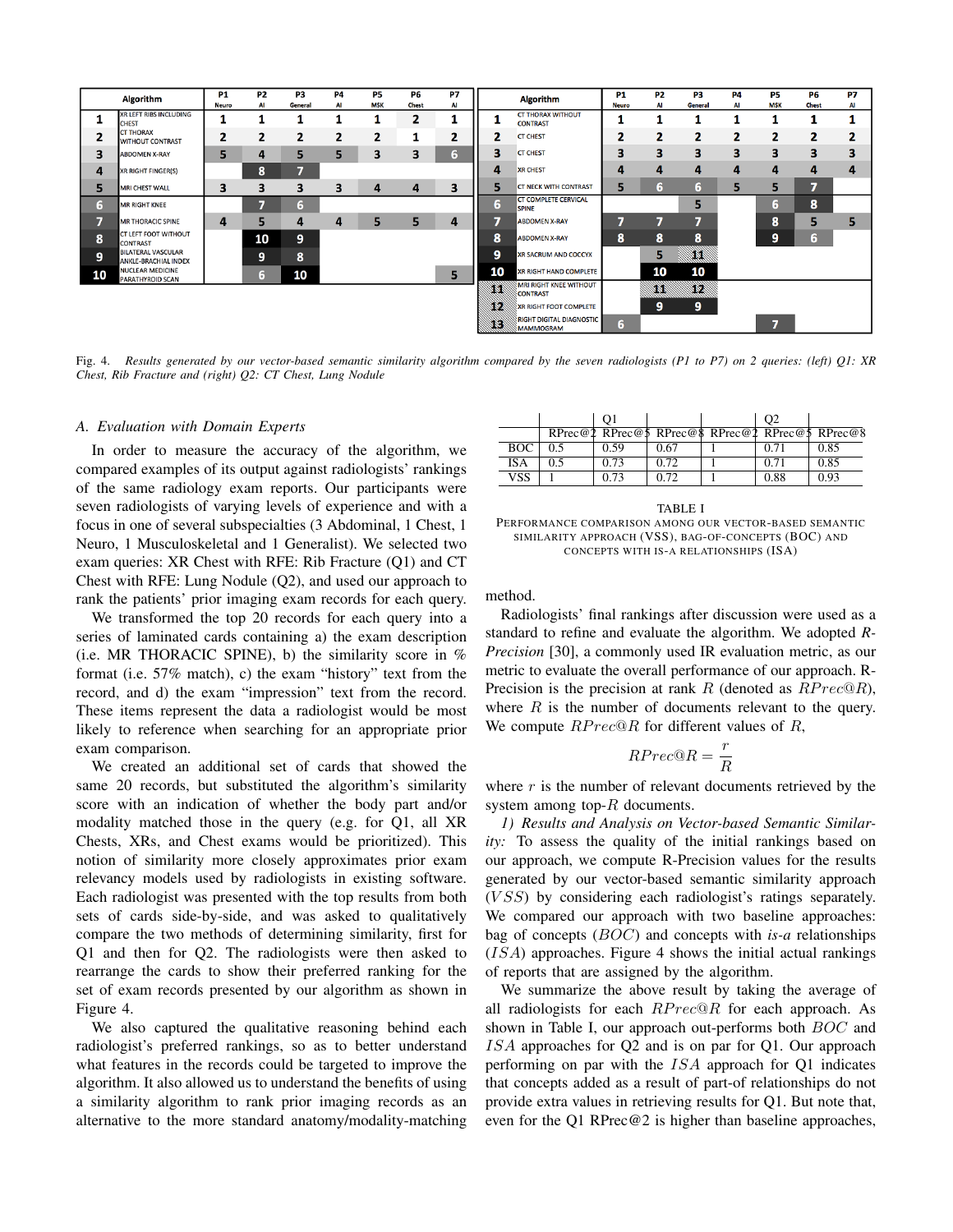| Algorithm | | P1 Neuro | P2 AI | P3 General | P4 AI | P5 MSK | P6 Chest | P7 AI |
|---|---|---|---|---|---|---|---|---|
| 1 | XR LEFT RIBS INCLUDING CHEST | 1 | 1 | 1 | 1 | 1 | 2 | 1 |
| 2 | CT THORAX WITHOUT CONTRAST | 2 | 2 | 2 | 2 | 2 | 1 | 2 |
| 3 | ABDOMEN X-RAY | 5 | 4 | 5 | 5 | 3 | 3 | 6 |
| 4 | XR RIGHT FINGER(S) | | 8 | 7 | | | | |
| 5 | MRI CHEST WALL | 3 | 3 | 3 | 3 | 4 | 4 | 3 |
| 6 | MR RIGHT KNEE | | 7 | 6 | | | | |
| 7 | MR THORACIC SPINE | 4 | 5 | 4 | 4 | 5 | 5 | 4 |
| 8 | CT LEFT FOOT WITHOUT CONTRAST | | 10 | 9 | | | | |
| 9 | BILATERAL VASCULAR ANKLE-BRACHIAL INDEX | | 9 | 8 | | | | |
| 10 | NUCLEAR MEDICINE PARATHYROID SCAN | | 6 | 10 | | | | 5 |

| Algorithm | | P1 Neuro | P2 AI | P3 General | P4 AI | P5 MSK | P6 Chest | P7 AI |
|---|---|---|---|---|---|---|---|---|
| 1 | CT THORAX WITHOUT CONTRAST | 1 | 1 | 1 | 1 | 1 | 1 | 1 |
| 2 | CT CHEST | 2 | 2 | 2 | 2 | 2 | 2 | 2 |
| 3 | CT CHEST | 3 | 3 | 3 | 3 | 3 | 3 | 3 |
| 4 | XR CHEST | 4 | 4 | 4 | 4 | 4 | 4 | 4 |
| 5 | CT NECK WITH CONTRAST | 5 | 6 | 6 | 5 | 5 | 7 | |
| 6 | CT COMPLETE CERVICAL SPINE | | | 5 | | 6 | 8 | |
| 7 | ABDOMEN X-RAY | 7 | 7 | 7 | | 8 | 5 | 5 |
| 8 | ABDOMEN X-RAY | 8 | 8 | 8 | | 9 | 6 | |
| 9 | XR SACRUM AND COCCYX | | 5 | 11 | | | | |
| 10 | XR RIGHT HAND COMPLETE | | 10 | 10 | | | | |
| 11 | MRI RIGHT KNEE WITHOUT CONTRAST | | 11 | 12 | | | | |
| 12 | XR RIGHT FOOT COMPLETE | | 9 | 9 | | | | |
| 13 | RIGHT DIGITAL DIAGNOSTIC MAMMOGRAM | 6 | | | | 7 | | |

Fig. 4. *Results generated by our vector-based semantic similarity algorithm compared by the seven radiologists (P1 to P7) on 2 queries: (left) Q1: XR Chest, Rib Fracture and (right) Q2: CT Chest, Lung Nodule*

### A. Evaluation with Domain Experts

In order to measure the accuracy of the algorithm, we compared examples of its output against radiologists' rankings of the same radiology exam reports. Our participants were seven radiologists of varying levels of experience and with a focus in one of several subspecialties (3 Abdominal, 1 Chest, 1 Neuro, 1 Musculoskeletal and 1 Generalist). We selected two exam queries: XR Chest with RFE: Rib Fracture (Q1) and CT Chest with RFE: Lung Nodule (Q2), and used our approach to rank the patients' prior imaging exam records for each query.

We transformed the top 20 records for each query into a series of laminated cards containing a) the exam description (i.e. MR THORACIC SPINE), b) the similarity score in % format (i.e. 57% match), c) the exam "history" text from the record, and d) the exam "impression" text from the record. These items represent the data a radiologist would be most likely to reference when searching for an appropriate prior exam comparison.

We created an additional set of cards that showed the same 20 records, but substituted the algorithm's similarity score with an indication of whether the body part and/or modality matched those in the query (e.g. for Q1, all XR Chests, XRs, and Chest exams would be prioritized). This notion of similarity more closely approximates prior exam relevancy models used by radiologists in existing software. Each radiologist was presented with the top results from both sets of cards side-by-side, and was asked to qualitatively compare the two methods of determining similarity, first for Q1 and then for Q2. The radiologists were then asked to rearrange the cards to show their preferred ranking for the set of exam records presented by our algorithm as shown in Figure 4.

We also captured the qualitative reasoning behind each radiologist's preferred rankings, so as to better understand what features in the records could be targeted to improve the algorithm. It also allowed us to understand the benefits of using a similarity algorithm to rank prior imaging records as an alternative to the more standard anatomy/modality-matching method.

| | Q1 | | | Q2 | | |
|---|---|---|---|---|---|---|
| | RPrec@2 | RPrec@5 | RPrec@8 | RPrec@2 | RPrec@5 | RPrec@8 |
| BOC | 0.5 | 0.59 | 0.67 | 1 | 0.71 | 0.85 |
| ISA | 0.5 | 0.73 | 0.72 | 1 | 0.71 | 0.85 |
| VSS | 1 | 0.73 | 0.72 | 1 | 0.88 | 0.93 |

TABLE I
PERFORMANCE COMPARISON AMONG OUR VECTOR-BASED SEMANTIC SIMILARITY APPROACH (VSS), BAG-OF-CONCEPTS (BOC) AND CONCEPTS WITH IS-A RELATIONSHIPS (ISA)

Radiologists' final rankings after discussion were used as a standard to refine and evaluate the algorithm. We adopted *R-Precision* [30], a commonly used IR evaluation metric, as our metric to evaluate the overall performance of our approach. R-Precision is the precision at rank $R$ (denoted as $RPrec@R$), where $R$ is the number of documents relevant to the query. We compute $RPrec@R$ for different values of $R$,

$$RPrec@R = \frac{r}{R}$$

where $r$ is the number of relevant documents retrieved by the system among top-$R$ documents.

*1) Results and Analysis on Vector-based Semantic Similarity:* To assess the quality of the initial rankings based on our approach, we compute R-Precision values for the results generated by our vector-based semantic similarity approach ($VSS$) by considering each radiologist's ratings separately. We compared our approach with two baseline approaches: bag of concepts ($BOC$) and concepts with *is-a* relationships ($ISA$) approaches. Figure 4 shows the initial actual rankings of reports that are assigned by the algorithm.

We summarize the above result by taking the average of all radiologists for each $RPrec@R$ for each approach. As shown in Table I, our approach out-performs both $BOC$ and $ISA$ approaches for Q2 and is on par for Q1. Our approach performing on par with the $ISA$ approach for Q1 indicates that concepts added as a result of part-of relationships do not provide extra values in retrieving results for Q1. But note that, even for the Q1 RPrec@2 is higher than baseline approaches,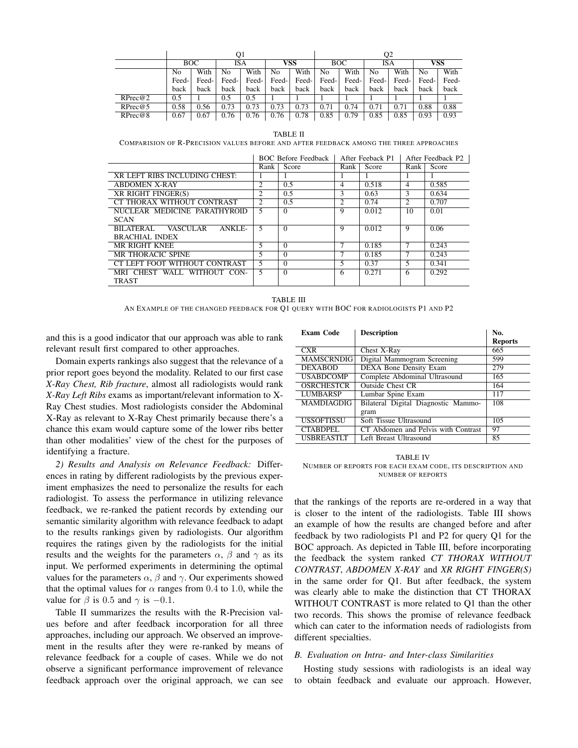| | Q1 | | | | | | Q2 | | | | | |
|---|---|---|---|---|---|---|---|---|---|---|---|---|
| | BOC | | ISA | | **VSS** | | BOC | | ISA | | **VSS** | |
| | No Feedback | With Feedback | No Feedback | With Feedback | No Feedback | With Feedback | No Feedback | With Feedback | No Feedback | With Feedback | No Feedback | With Feedback |
| RPrec@2 | 0.5 | 1 | 0.5 | 0.5 | 1 | 1 | 1 | 1 | 1 | 1 | 1 | 1 |
| RPrec@5 | 0.58 | 0.56 | 0.73 | 0.73 | 0.73 | 0.73 | 0.71 | 0.74 | 0.71 | 0.71 | 0.88 | 0.88 |
| RPrec@8 | 0.67 | 0.67 | 0.76 | 0.76 | 0.76 | 0.78 | 0.85 | 0.79 | 0.85 | 0.85 | 0.93 | 0.93 |

TABLE II
COMPARISION OF R-PRECISION VALUES BEFORE AND AFTER FEEDBACK AMONG THE THREE APPROACHES

| | BOC Before Feedback | | After Feeback P1 | | After Feedback P2 | |
|---|---|---|---|---|---|---|
| | Rank | Score | Rank | Score | Rank | Score |
| XR LEFT RIBS INCLUDING CHEST: | 1 | 1 | 1 | 1 | 1 | 1 |
| ABDOMEN X-RAY | 2 | 0.5 | 4 | 0.518 | 4 | 0.585 |
| XR RIGHT FINGER(S) | 2 | 0.5 | 3 | 0.63 | 3 | 0.634 |
| CT THORAX WITHOUT CONTRAST | 2 | 0.5 | 2 | 0.74 | 2 | 0.707 |
| NUCLEAR MEDICINE PARATHYROID SCAN | 5 | 0 | 9 | 0.012 | 10 | 0.01 |
| BILATERAL VASCULAR ANKLE-BRACHIAL INDEX | 5 | 0 | 9 | 0.012 | 9 | 0.06 |
| MR RIGHT KNEE | 5 | 0 | 7 | 0.185 | 7 | 0.243 |
| MR THORACIC SPINE | 5 | 0 | 7 | 0.185 | 7 | 0.243 |
| CT LEFT FOOT WITHOUT CONTRAST | 5 | 0 | 5 | 0.37 | 5 | 0.341 |
| MRI CHEST WALL WITHOUT CONTRAST | 5 | 0 | 6 | 0.271 | 6 | 0.292 |

TABLE III
AN EXAMPLE OF THE CHANGED FEEDBACK FOR Q1 QUERY WITH BOC FOR RADIOLOGISTS P1 AND P2

and this is a good indicator that our approach was able to rank relevant result first compared to other approaches.

Domain experts rankings also suggest that the relevance of a prior report goes beyond the modality. Related to our first case *X-Ray Chest, Rib fracture*, almost all radiologists would rank *X-Ray Left Ribs* exams as important/relevant information to X-Ray Chest studies. Most radiologists consider the Abdominal X-Ray as relevant to X-Ray Chest primarily because there's a chance this exam would capture some of the lower ribs better than other modalities' view of the chest for the purposes of identifying a fracture.

*2) Results and Analysis on Relevance Feedback:* Differences in rating by different radiologists by the previous experiment emphasizes the need to personalize the results for each radiologist. To assess the performance in utilizing relevance feedback, we re-ranked the patient records by extending our semantic similarity algorithm with relevance feedback to adapt to the results rankings given by radiologists. Our algorithm requires the ratings given by the radiologists for the initial results and the weights for the parameters $\alpha$, $\beta$ and $\gamma$ as its input. We performed experiments in determining the optimal values for the parameters $\alpha$, $\beta$ and $\gamma$. Our experiments showed that the optimal values for $\alpha$ ranges from 0.4 to 1.0, while the value for $\beta$ is 0.5 and $\gamma$ is $-0.1$.

Table II summarizes the results with the R-Precision values before and after feedback incorporation for all three approaches, including our approach. We observed an improvement in the results after they were re-ranked by means of relevance feedback for a couple of cases. While we do not observe a significant performance improvement of relevance feedback approach over the original approach, we can see that the rankings of the reports are re-ordered in a way that is closer to the intent of the radiologists. Table III shows an example of how the results are changed before and after feedback by two radiologists P1 and P2 for query Q1 for the BOC approach. As depicted in Table III, before incorporating the feedback the system ranked *CT THORAX WITHOUT CONTRAST*, *ABDOMEN X-RAY* and *XR RIGHT FINGER(S)* in the same order for Q1. But after feedback, the system was clearly able to make the distinction that CT THORAX WITHOUT CONTRAST is more related to Q1 than the other two records. This shows the promise of relevance feedback which can cater to the information needs of radiologists from different specialties.

| **Exam Code** | **Description** | **No. Reports** |
|---|---|---|
| CXR | Chest X-Ray | 665 |
| MAMSCRNDIG | Digital Mammogram Screening | 599 |
| DEXABOD | DEXA Bone Density Exam | 279 |
| USABDCOMP | Complete Abdominal Ultrasound | 165 |
| OSRCHESTCR | Outside Chest CR | 164 |
| LUMBARSP | Lumbar Spine Exam | 117 |
| MAMDIAGDIG | Bilateral Digital Diagnostic Mammogram | 108 |
| USSOFTISSU | Soft Tissue Ultrasound | 105 |
| CTABDPEL | CT Abdomen and Pelvis with Contrast | 97 |
| USBREASTLT | Left Breast Ultrasound | 85 |

TABLE IV
NUMBER OF REPORTS FOR EACH EXAM CODE, ITS DESCRIPTION AND NUMBER OF REPORTS

### *B. Evaluation on Intra- and Inter-class Similarities*

Hosting study sessions with radiologists is an ideal way to obtain feedback and evaluate our approach. However,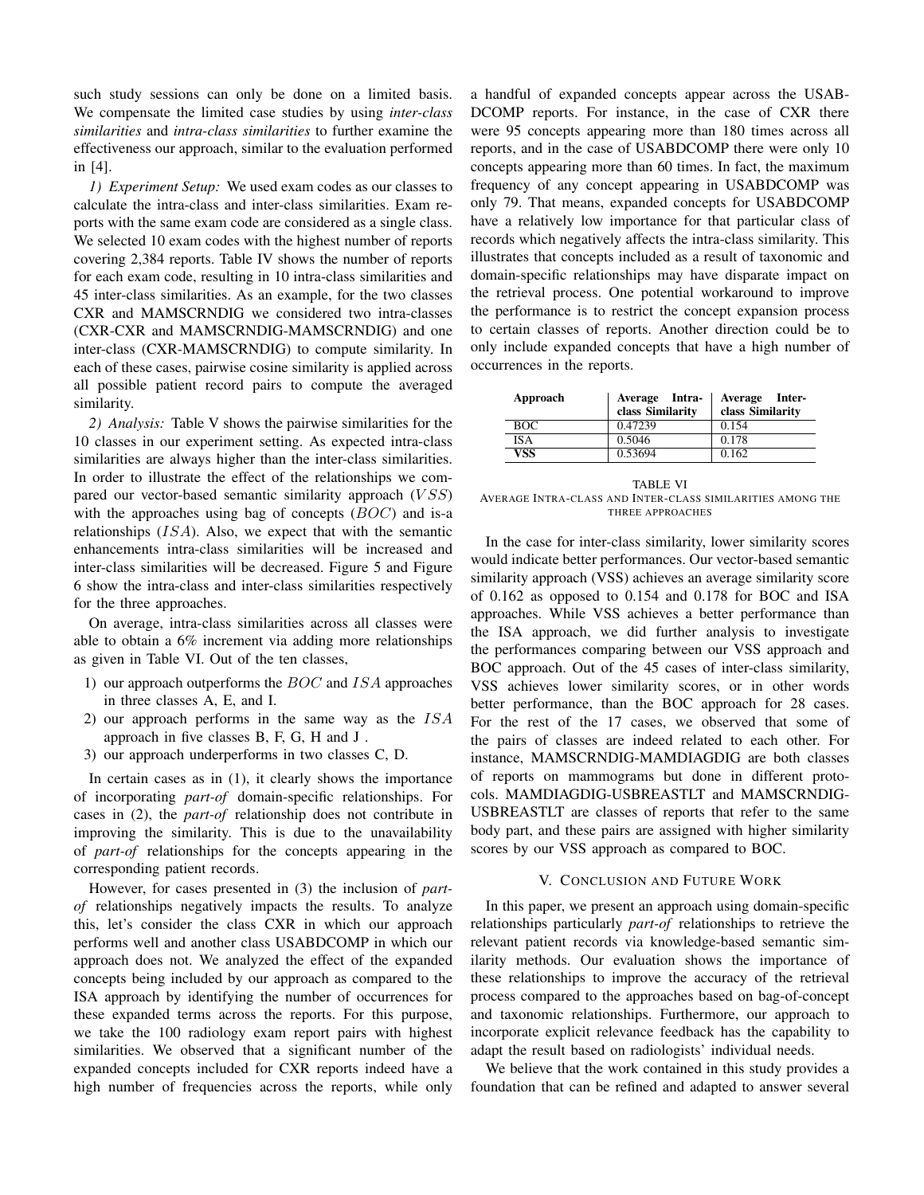such study sessions can only be done on a limited basis. We compensate the limited case studies by using *inter-class similarities* and *intra-class similarities* to further examine the effectiveness our approach, similar to the evaluation performed in [4].

*1) Experiment Setup:* We used exam codes as our classes to calculate the intra-class and inter-class similarities. Exam reports with the same exam code are considered as a single class. We selected 10 exam codes with the highest number of reports covering 2,384 reports. Table IV shows the number of reports for each exam code, resulting in 10 intra-class similarities and 45 inter-class similarities. As an example, for the two classes CXR and MAMSCRNDIG we considered two intra-classes (CXR-CXR and MAMSCRNDIG-MAMSCRNDIG) and one inter-class (CXR-MAMSCRNDIG) to compute similarity. In each of these cases, pairwise cosine similarity is applied across all possible patient record pairs to compute the averaged similarity.

*2) Analysis:* Table V shows the pairwise similarities for the 10 classes in our experiment setting. As expected intra-class similarities are always higher than the inter-class similarities. In order to illustrate the effect of the relationships we compared our vector-based semantic similarity approach ($VSS$) with the approaches using bag of concepts ($BOC$) and is-a relationships ($ISA$). Also, we expect that with the semantic enhancements intra-class similarities will be increased and inter-class similarities will be decreased. Figure 5 and Figure 6 show the intra-class and inter-class similarities respectively for the three approaches.

On average, intra-class similarities across all classes were able to obtain a 6% increment via adding more relationships as given in Table VI. Out of the ten classes,

1) our approach outperforms the $BOC$ and $ISA$ approaches in three classes A, E, and I.
2) our approach performs in the same way as the $ISA$ approach in five classes B, F, G, H and J .
3) our approach underperforms in two classes C, D.

In certain cases as in (1), it clearly shows the importance of incorporating *part-of* domain-specific relationships. For cases in (2), the *part-of* relationship does not contribute in improving the similarity. This is due to the unavailability of *part-of* relationships for the concepts appearing in the corresponding patient records.

However, for cases presented in (3) the inclusion of *part-of* relationships negatively impacts the results. To analyze this, let's consider the class CXR in which our approach performs well and another class USABDCOMP in which our approach does not. We analyzed the effect of the expanded concepts being included by our approach as compared to the ISA approach by identifying the number of occurrences for these expanded terms across the reports. For this purpose, we take the 100 radiology exam report pairs with highest similarities. We observed that a significant number of the expanded concepts included for CXR reports indeed have a high number of frequencies across the reports, while only a handful of expanded concepts appear across the USABDCOMP reports. For instance, in the case of CXR there were 95 concepts appearing more than 180 times across all reports, and in the case of USABDCOMP there were only 10 concepts appearing more than 60 times. In fact, the maximum frequency of any concept appearing in USABDCOMP was only 79. That means, expanded concepts for USABDCOMP have a relatively low importance for that particular class of records which negatively affects the intra-class similarity. This illustrates that concepts included as a result of taxonomic and domain-specific relationships may have disparate impact on the retrieval process. One potential workaround to improve the performance is to restrict the concept expansion process to certain classes of reports. Another direction could be to only include expanded concepts that have a high number of occurrences in the reports.

| Approach | Average Intra-class Similarity | Average Inter-class Similarity |
|---|---|---|
| BOC | 0.47239 | 0.154 |
| ISA | 0.5046 | 0.178 |
| **VSS** | 0.53694 | 0.162 |

TABLE VI
AVERAGE INTRA-CLASS AND INTER-CLASS SIMILARITIES AMONG THE THREE APPROACHES

In the case for inter-class similarity, lower similarity scores would indicate better performances. Our vector-based semantic similarity approach (VSS) achieves an average similarity score of 0.162 as opposed to 0.154 and 0.178 for BOC and ISA approaches. While VSS achieves a better performance than the ISA approach, we did further analysis to investigate the performances comparing between our VSS approach and BOC approach. Out of the 45 cases of inter-class similarity, VSS achieves lower similarity scores, or in other words better performance, than the BOC approach for 28 cases. For the rest of the 17 cases, we observed that some of the pairs of classes are indeed related to each other. For instance, MAMSCRNDIG-MAMDIAGDIG are both classes of reports on mammograms but done in different protocols. MAMDIAGDIG-USBREASTLT and MAMSCRNDIG-USBREASTLT are classes of reports that refer to the same body part, and these pairs are assigned with higher similarity scores by our VSS approach as compared to BOC.

## V. CONCLUSION AND FUTURE WORK

In this paper, we present an approach using domain-specific relationships particularly *part-of* relationships to retrieve the relevant patient records via knowledge-based semantic similarity methods. Our evaluation shows the importance of these relationships to improve the accuracy of the retrieval process compared to the approaches based on bag-of-concept and taxonomic relationships. Furthermore, our approach to incorporate explicit relevance feedback has the capability to adapt the result based on radiologists' individual needs.

We believe that the work contained in this study provides a foundation that can be refined and adapted to answer several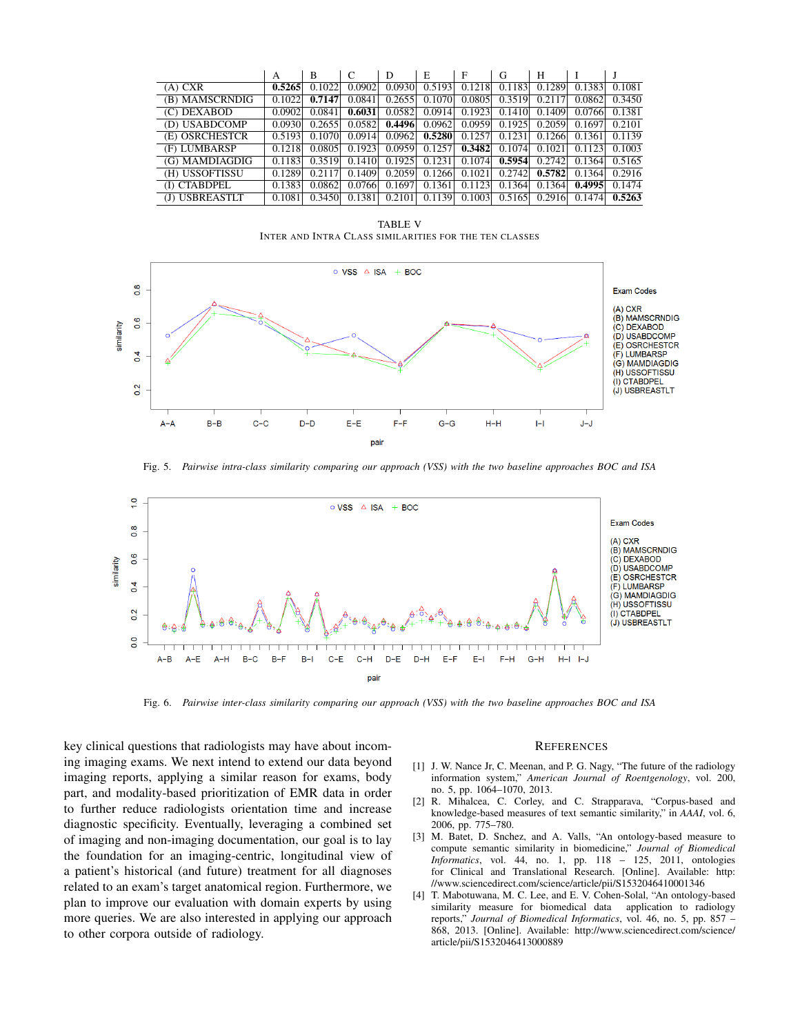|  | A | B | C | D | E | F | G | H | I | J |
|---|---|---|---|---|---|---|---|---|---|---|
| (A) CXR | **0.5265** | 0.1022 | 0.0902 | 0.0930 | 0.5193 | 0.1218 | 0.1183 | 0.1289 | 0.1383 | 0.1081 |
| (B) MAMSCRNDIG | 0.1022 | **0.7147** | 0.0841 | 0.2655 | 0.1070 | 0.0805 | 0.3519 | 0.2117 | 0.0862 | 0.3450 |
| (C) DEXABOD | 0.0902 | 0.0841 | **0.6031** | 0.0582 | 0.0914 | 0.1923 | 0.1410 | 0.1409 | 0.0766 | 0.1381 |
| (D) USABDCOMP | 0.0930 | 0.2655 | 0.0582 | **0.4496** | 0.0962 | 0.0959 | 0.1925 | 0.2059 | 0.1697 | 0.2101 |
| (E) OSRCHESTCR | 0.5193 | 0.1070 | 0.0914 | 0.0962 | **0.5280** | 0.1257 | 0.1231 | 0.1266 | 0.1361 | 0.1139 |
| (F) LUMBARSP | 0.1218 | 0.0805 | 0.1923 | 0.0959 | 0.1257 | **0.3482** | 0.1074 | 0.1021 | 0.1123 | 0.1003 |
| (G) MAMDIAGDIG | 0.1183 | 0.3519 | 0.1410 | 0.1925 | 0.1231 | 0.1074 | **0.5954** | 0.2742 | 0.1364 | 0.5165 |
| (H) USSOFTISSU | 0.1289 | 0.2117 | 0.1409 | 0.2059 | 0.1266 | 0.1021 | 0.2742 | **0.5782** | 0.1364 | 0.2916 |
| (I) CTABDPEL | 0.1383 | 0.0862 | 0.0766 | 0.1697 | 0.1361 | 0.1123 | 0.1364 | 0.1364 | **0.4995** | 0.1474 |
| (J) USBREASTLT | 0.1081 | 0.3450 | 0.1381 | 0.2101 | 0.1139 | 0.1003 | 0.5165 | 0.2916 | 0.1474 | **0.5263** |

TABLE V
INTER AND INTRA CLASS SIMILARITIES FOR THE TEN CLASSES

Fig. 5. *Pairwise intra-class similarity comparing our approach (VSS) with the two baseline approaches BOC and ISA*

Fig. 6. *Pairwise inter-class similarity comparing our approach (VSS) with the two baseline approaches BOC and ISA*

key clinical questions that radiologists may have about incoming imaging exams. We next intend to extend our data beyond imaging reports, applying a similar reason for exams, body part, and modality-based prioritization of EMR data in order to further reduce radiologists orientation time and increase diagnostic specificity. Eventually, leveraging a combined set of imaging and non-imaging documentation, our goal is to lay the foundation for an imaging-centric, longitudinal view of a patient's historical (and future) treatment for all diagnoses related to an exam's target anatomical region. Furthermore, we plan to improve our evaluation with domain experts by using more queries. We are also interested in applying our approach to other corpora outside of radiology.

## REFERENCES

[1] J. W. Nance Jr, C. Meenan, and P. G. Nagy, "The future of the radiology information system," *American Journal of Roentgenology*, vol. 200, no. 5, pp. 1064–1070, 2013.

[2] R. Mihalcea, C. Corley, and C. Strapparava, "Corpus-based and knowledge-based measures of text semantic similarity," in *AAAI*, vol. 6, 2006, pp. 775–780.

[3] M. Batet, D. Snchez, and A. Valls, "An ontology-based measure to compute semantic similarity in biomedicine," *Journal of Biomedical Informatics*, vol. 44, no. 1, pp. 118 – 125, 2011, ontologies for Clinical and Translational Research. [Online]. Available: http://www.sciencedirect.com/science/article/pii/S1532046410001346

[4] T. Mabotuwana, M. C. Lee, and E. V. Cohen-Solal, "An ontology-based similarity measure for biomedical data application to radiology reports," *Journal of Biomedical Informatics*, vol. 46, no. 5, pp. 857 – 868, 2013. [Online]. Available: http://www.sciencedirect.com/science/article/pii/S1532046413000889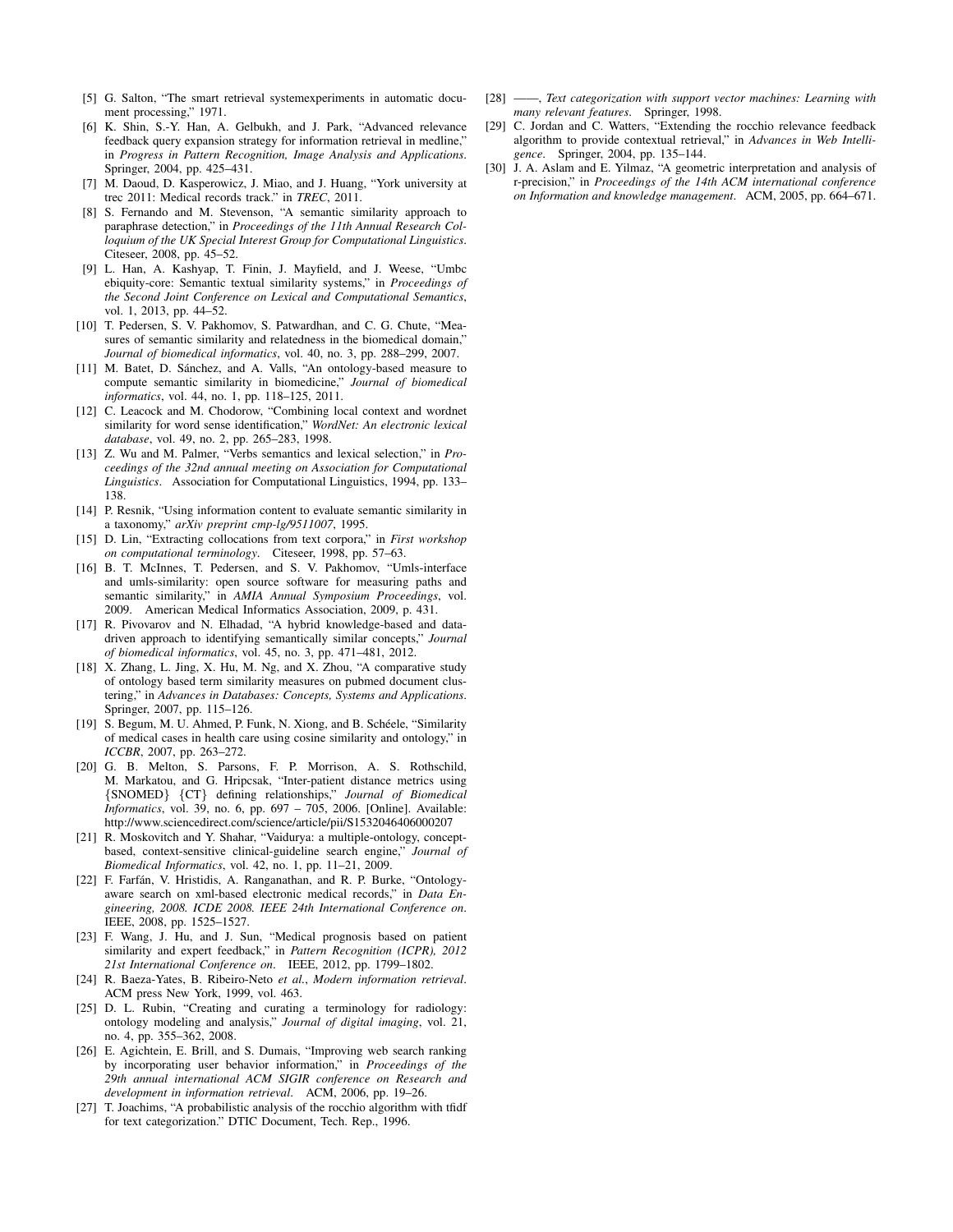[5] G. Salton, "The smart retrieval systemexperiments in automatic document processing," 1971.

[6] K. Shin, S.-Y. Han, A. Gelbukh, and J. Park, "Advanced relevance feedback query expansion strategy for information retrieval in medline," in *Progress in Pattern Recognition, Image Analysis and Applications*. Springer, 2004, pp. 425–431.

[7] M. Daoud, D. Kasperowicz, J. Miao, and J. Huang, "York university at trec 2011: Medical records track." in *TREC*, 2011.

[8] S. Fernando and M. Stevenson, "A semantic similarity approach to paraphrase detection," in *Proceedings of the 11th Annual Research Colloquium of the UK Special Interest Group for Computational Linguistics*. Citeseer, 2008, pp. 45–52.

[9] L. Han, A. Kashyap, T. Finin, J. Mayfield, and J. Weese, "Umbc ebiquity-core: Semantic textual similarity systems," in *Proceedings of the Second Joint Conference on Lexical and Computational Semantics*, vol. 1, 2013, pp. 44–52.

[10] T. Pedersen, S. V. Pakhomov, S. Patwardhan, and C. G. Chute, "Measures of semantic similarity and relatedness in the biomedical domain," *Journal of biomedical informatics*, vol. 40, no. 3, pp. 288–299, 2007.

[11] M. Batet, D. Sánchez, and A. Valls, "An ontology-based measure to compute semantic similarity in biomedicine," *Journal of biomedical informatics*, vol. 44, no. 1, pp. 118–125, 2011.

[12] C. Leacock and M. Chodorow, "Combining local context and wordnet similarity for word sense identification," *WordNet: An electronic lexical database*, vol. 49, no. 2, pp. 265–283, 1998.

[13] Z. Wu and M. Palmer, "Verbs semantics and lexical selection," in *Proceedings of the 32nd annual meeting on Association for Computational Linguistics*. Association for Computational Linguistics, 1994, pp. 133–138.

[14] P. Resnik, "Using information content to evaluate semantic similarity in a taxonomy," *arXiv preprint cmp-lg/9511007*, 1995.

[15] D. Lin, "Extracting collocations from text corpora," in *First workshop on computational terminology*. Citeseer, 1998, pp. 57–63.

[16] B. T. McInnes, T. Pedersen, and S. V. Pakhomov, "Umls-interface and umls-similarity: open source software for measuring paths and semantic similarity," in *AMIA Annual Symposium Proceedings*, vol. 2009. American Medical Informatics Association, 2009, p. 431.

[17] R. Pivovarov and N. Elhadad, "A hybrid knowledge-based and data-driven approach to identifying semantically similar concepts," *Journal of biomedical informatics*, vol. 45, no. 3, pp. 471–481, 2012.

[18] X. Zhang, L. Jing, X. Hu, M. Ng, and X. Zhou, "A comparative study of ontology based term similarity measures on pubmed document clustering," in *Advances in Databases: Concepts, Systems and Applications*. Springer, 2007, pp. 115–126.

[19] S. Begum, M. U. Ahmed, P. Funk, N. Xiong, and B. Schéele, "Similarity of medical cases in health care using cosine similarity and ontology," in *ICCBR*, 2007, pp. 263–272.

[20] G. B. Melton, S. Parsons, F. P. Morrison, A. S. Rothschild, M. Markatou, and G. Hripcsak, "Inter-patient distance metrics using {SNOMED} {CT} defining relationships," *Journal of Biomedical Informatics*, vol. 39, no. 6, pp. 697 – 705, 2006. [Online]. Available: http://www.sciencedirect.com/science/article/pii/S1532046406000207

[21] R. Moskovitch and Y. Shahar, "Vaidurya: a multiple-ontology, concept-based, context-sensitive clinical-guideline search engine," *Journal of Biomedical Informatics*, vol. 42, no. 1, pp. 11–21, 2009.

[22] F. Farfán, V. Hristidis, A. Ranganathan, and R. P. Burke, "Ontology-aware search on xml-based electronic medical records," in *Data Engineering, 2008. ICDE 2008. IEEE 24th International Conference on*. IEEE, 2008, pp. 1525–1527.

[23] F. Wang, J. Hu, and J. Sun, "Medical prognosis based on patient similarity and expert feedback," in *Pattern Recognition (ICPR), 2012 21st International Conference on*. IEEE, 2012, pp. 1799–1802.

[24] R. Baeza-Yates, B. Ribeiro-Neto *et al.*, *Modern information retrieval*. ACM press New York, 1999, vol. 463.

[25] D. L. Rubin, "Creating and curating a terminology for radiology: ontology modeling and analysis," *Journal of digital imaging*, vol. 21, no. 4, pp. 355–362, 2008.

[26] E. Agichtein, E. Brill, and S. Dumais, "Improving web search ranking by incorporating user behavior information," in *Proceedings of the 29th annual international ACM SIGIR conference on Research and development in information retrieval*. ACM, 2006, pp. 19–26.

[27] T. Joachims, "A probabilistic analysis of the rocchio algorithm with tfidf for text categorization." DTIC Document, Tech. Rep., 1996.

[28] ——, *Text categorization with support vector machines: Learning with many relevant features*. Springer, 1998.

[29] C. Jordan and C. Watters, "Extending the rocchio relevance feedback algorithm to provide contextual retrieval," in *Advances in Web Intelligence*. Springer, 2004, pp. 135–144.

[30] J. A. Aslam and E. Yilmaz, "A geometric interpretation and analysis of r-precision," in *Proceedings of the 14th ACM international conference on Information and knowledge management*. ACM, 2005, pp. 664–671.